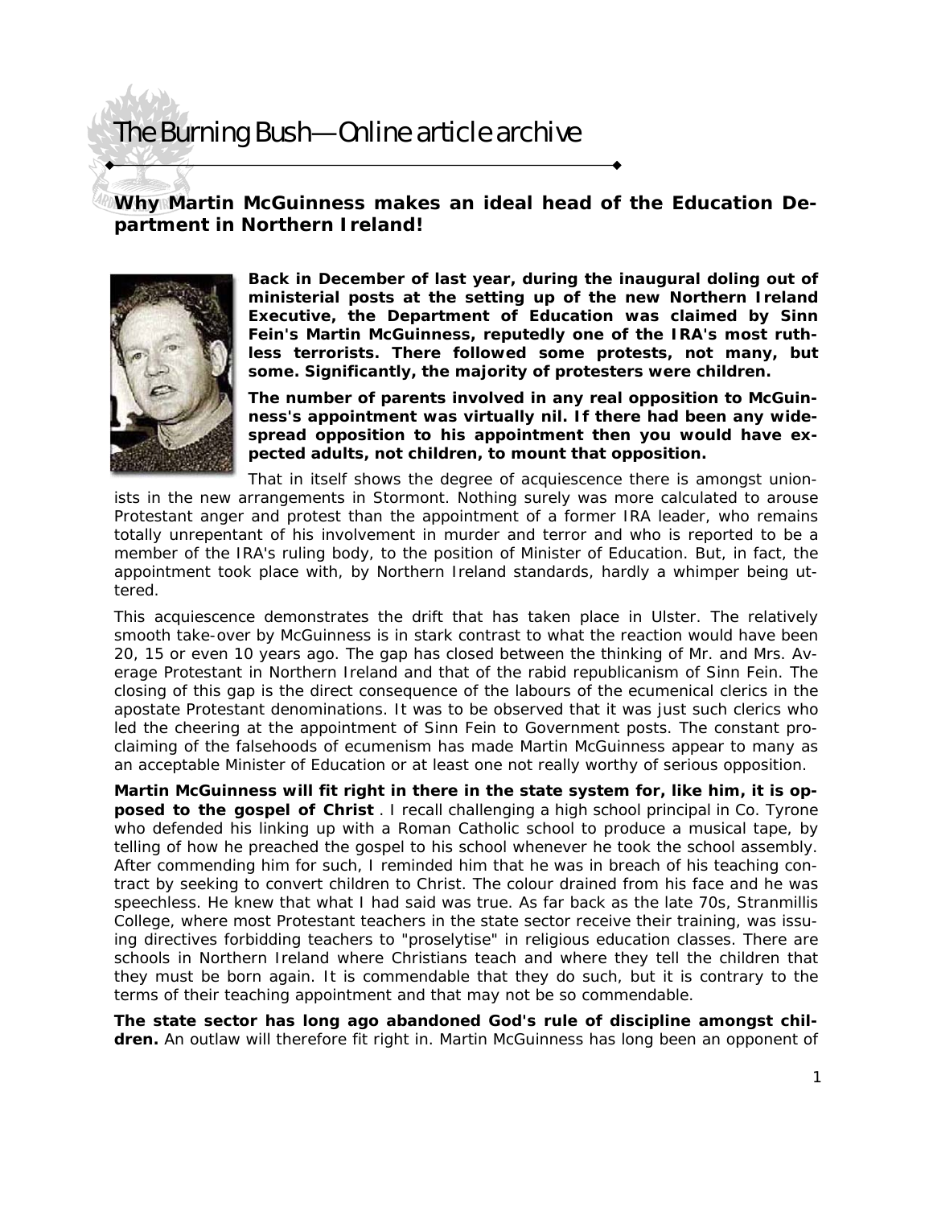# The Burning Bush—Online article archive

## Why Martin McGuinness makes an ideal head of the Education Department in Northern Ireland!

**Back in December of last year, during the inaugural doling out of ministerial posts at the setting up of the new Northern Ireland Executive, the Department of Education was claimed by Sinn Fein's Martin McGuinness, reputedly one of the IRA's most ruthless terrorists. There followed some protests, not many, but some. Significantly, the majority of protesters were children.**

**The number of parents involved in any real opposition to McGuinness's appointment was virtually nil. If there had been any widespread opposition to his appointment then you would have expected adults, not children, to mount that opposition.**

That in itself shows the degree of acquiescence there is amongst unionists in the new arrangements in Stormont. Nothing surely was more calculated to arouse Protestant anger and protest than the appointment of a former IRA leader, who remains totally unrepentant of his involvement in murder and terror and who is reported to be a member of the IRA's ruling body, to the position of Minister of Education. But, in fact, the appointment took place with, by Northern Ireland standards, hardly a whimper being uttered.

This acquiescence demonstrates the drift that has taken place in Ulster. The relatively smooth take-over by McGuinness is in stark contrast to what the reaction would have been 20, 15 or even 10 years ago. The gap has closed between the thinking of Mr. and Mrs. Average Protestant in Northern Ireland and that of the rabid republicanism of Sinn Fein. The closing of this gap is the direct consequence of the labours of the ecumenical clerics in the apostate Protestant denominations. It was to be observed that it was just such clerics who led the cheering at the appointment of Sinn Fein to Government posts. The constant proclaiming of the falsehoods of ecumenism has made Martin McGuinness appear to many as an acceptable Minister of Education or at least one not really worthy of serious opposition.

**Martin McGuinness will fit right in there in the state system for, like him, it is opposed to the gospel of Christ**. I recall challenging a high school principal in Co. Tyrone who defended his linking up with a Roman Catholic school to produce a musical tape, by telling of how he preached the gospel to his school whenever he took the school assembly. After commending him for such, I reminded him that he was in breach of his teaching contract by seeking to convert children to Christ. The colour drained from his face and he was speechless. He knew that what I had said was true. As far back as the late 70s, Stranmillis College, where most Protestant teachers in the state sector receive their training, was issuing directives forbidding teachers to "proselytise" in religious education classes. There are schools in Northern Ireland where Christians teach and where they tell the children that they must be born again. It is commendable that they do such, but it is contrary to the terms of their teaching appointment and that may not be so commendable.

**The state sector has long ago abandoned God's rule of discipline amongst children.** An outlaw will therefore fit right in. Martin McGuinness has long been an opponent of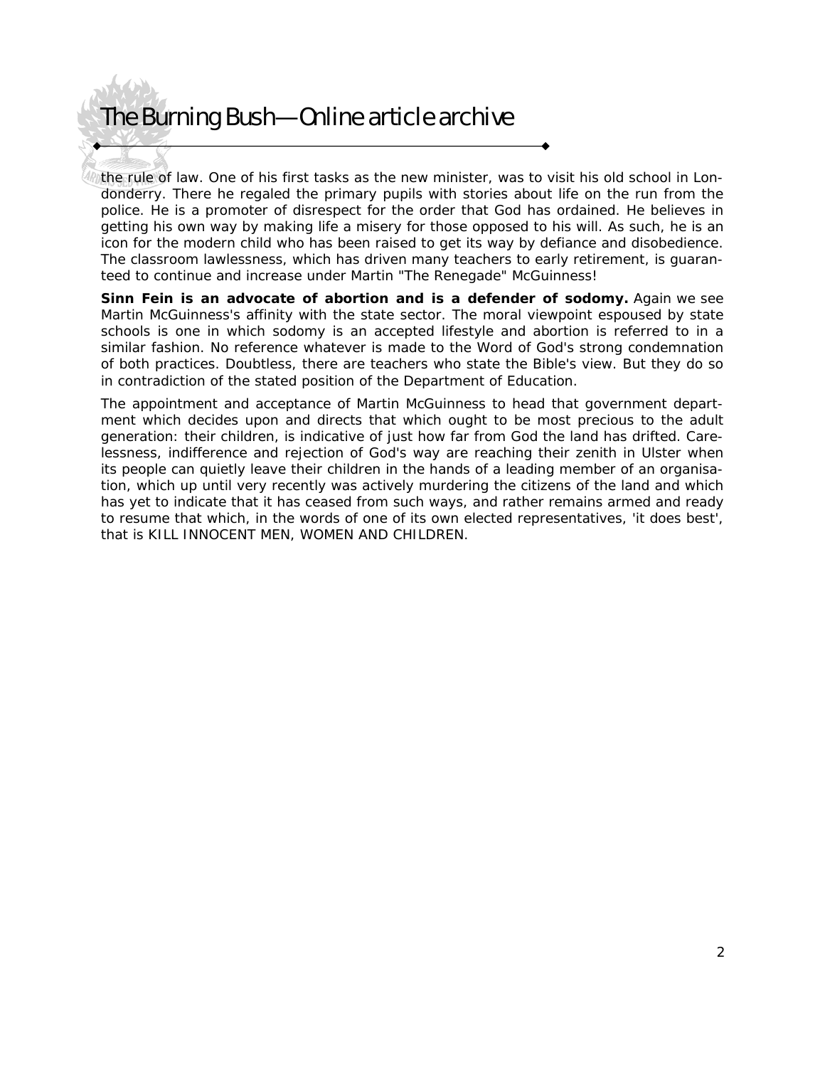the rule of law. One of his first tasks as the new minister, was to visit his old school in Londonderry. There he regaled the primary pupils with stories about life on the run from the police. He is a promoter of disrespect for the order that God has ordained. He believes in getting his own way by making life a misery for those opposed to his will. As such, he is an icon for the modern child who has been raised to get its way by defiance and disobedience. The classroom lawlessness, which has driven many teachers to early retirement, is guaranteed to continue and increase under Martin "The Renegade" McGuinness!

**Sinn Fein is an advocate of abortion and is a defender of sodomy.** Again we see Martin McGuinness's affinity with the state sector. The moral viewpoint espoused by state schools is one in which sodomy is an accepted lifestyle and abortion is referred to in a similar fashion. No reference whatever is made to the Word of God's strong condemnation of both practices. Doubtless, there are teachers who state the Bible's view. But they do so in contradiction of the stated position of the Department of Education.

The appointment and acceptance of Martin McGuinness to head that government department which decides upon and directs that which ought to be most precious to the adult generation: their children, is indicative of just how far from God the land has drifted. Carelessness, indifference and rejection of God's way are reaching their zenith in Ulster when its people can quietly leave their children in the hands of a leading member of an organisation, which up until very recently was actively murdering the citizens of the land and which has yet to indicate that it has ceased from such ways, and rather remains armed and ready to resume that which, in the words of one of its own elected representatives, 'it does best', that is KILL INNOCENT MEN, WOMEN AND CHILDREN.